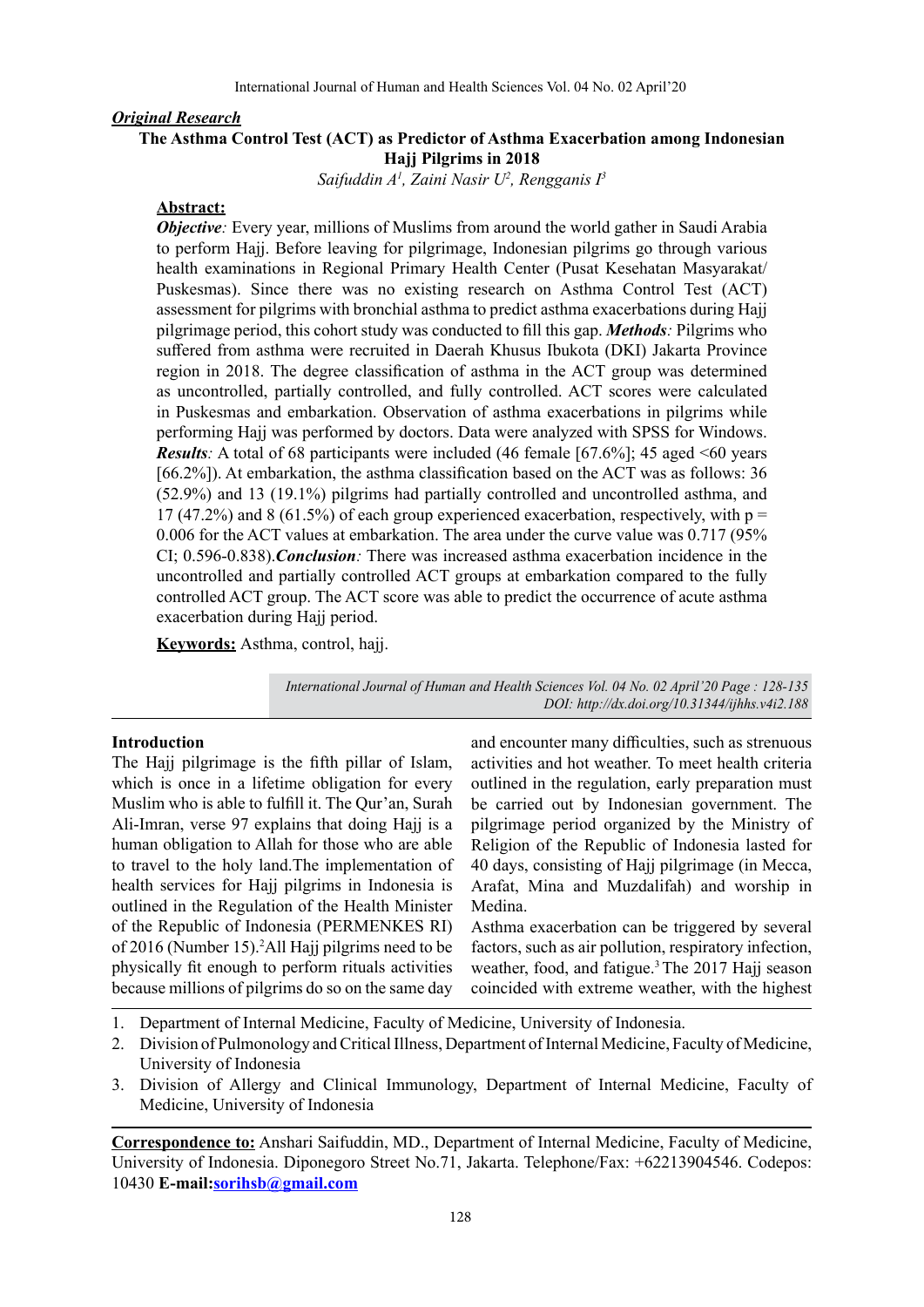***Original Research***

# The Asthma Control Test (ACT) as Predictor of Asthma Exacerbation among Indonesian Hajj Pilgrims in 2018

*Saifuddin A[1], Zaini Nasir U[2], Rengganis I[3]*

## Abstract:

***Objective:*** Every year, millions of Muslims from around the world gather in Saudi Arabia to perform Hajj. Before leaving for pilgrimage, Indonesian pilgrims go through various health examinations in Regional Primary Health Center (Pusat Kesehatan Masyarakat/ Puskesmas). Since there was no existing research on Asthma Control Test (ACT) assessment for pilgrims with bronchial asthma to predict asthma exacerbations during Hajj pilgrimage period, this cohort study was conducted to fill this gap. ***Methods:*** Pilgrims who suffered from asthma were recruited in Daerah Khusus Ibukota (DKI) Jakarta Province region in 2018. The degree classification of asthma in the ACT group was determined as uncontrolled, partially controlled, and fully controlled. ACT scores were calculated in Puskesmas and embarkation. Observation of asthma exacerbations in pilgrims while performing Hajj was performed by doctors. Data were analyzed with SPSS for Windows. ***Results:*** A total of 68 participants were included (46 female [67.6%]; 45 aged <60 years [66.2%]). At embarkation, the asthma classification based on the ACT was as follows: 36 (52.9%) and 13 (19.1%) pilgrims had partially controlled and uncontrolled asthma, and 17 (47.2%) and 8 (61.5%) of each group experienced exacerbation, respectively, with $p = 0.006$ for the ACT values at embarkation. The area under the curve value was 0.717 (95% CI; 0.596-0.838).***Conclusion:*** There was increased asthma exacerbation incidence in the uncontrolled and partially controlled ACT groups at embarkation compared to the fully controlled ACT group. The ACT score was able to predict the occurrence of acute asthma exacerbation during Hajj period.

**Keywords:** Asthma, control, hajj.

*DOI: http://dx.doi.org/10.31344/ijhhs.v4i2.188*

## Introduction

The Hajj pilgrimage is the fifth pillar of Islam, which is once in a lifetime obligation for every Muslim who is able to fulfill it. The Qur'an, Surah Ali-Imran, verse 97 explains that doing Hajj is a human obligation to Allah for those who are able to travel to the holy land.The implementation of health services for Hajj pilgrims in Indonesia is outlined in the Regulation of the Health Minister of the Republic of Indonesia (PERMENKES RI) of 2016 (Number 15).[2]All Hajj pilgrims need to be physically fit enough to perform rituals activities because millions of pilgrims do so on the same day and encounter many difficulties, such as strenuous activities and hot weather. To meet health criteria outlined in the regulation, early preparation must be carried out by Indonesian government. The pilgrimage period organized by the Ministry of Religion of the Republic of Indonesia lasted for 40 days, consisting of Hajj pilgrimage (in Mecca, Arafat, Mina and Muzdalifah) and worship in Medina.

Asthma exacerbation can be triggered by several factors, such as air pollution, respiratory infection, weather, food, and fatigue.[3] The 2017 Hajj season coincided with extreme weather, with the highest

---

1. Department of Internal Medicine, Faculty of Medicine, University of Indonesia.
2. Division of Pulmonology and Critical Illness, Department of Internal Medicine, Faculty of Medicine, University of Indonesia
3. Division of Allergy and Clinical Immunology, Department of Internal Medicine, Faculty of Medicine, University of Indonesia

**Correspondence to:** Anshari Saifuddin, MD., Department of Internal Medicine, Faculty of Medicine, University of Indonesia. Diponegoro Street No.71, Jakarta. Telephone/Fax: +62213904546. Codepos: 10430 **E-mail:**sorihsb@gmail.com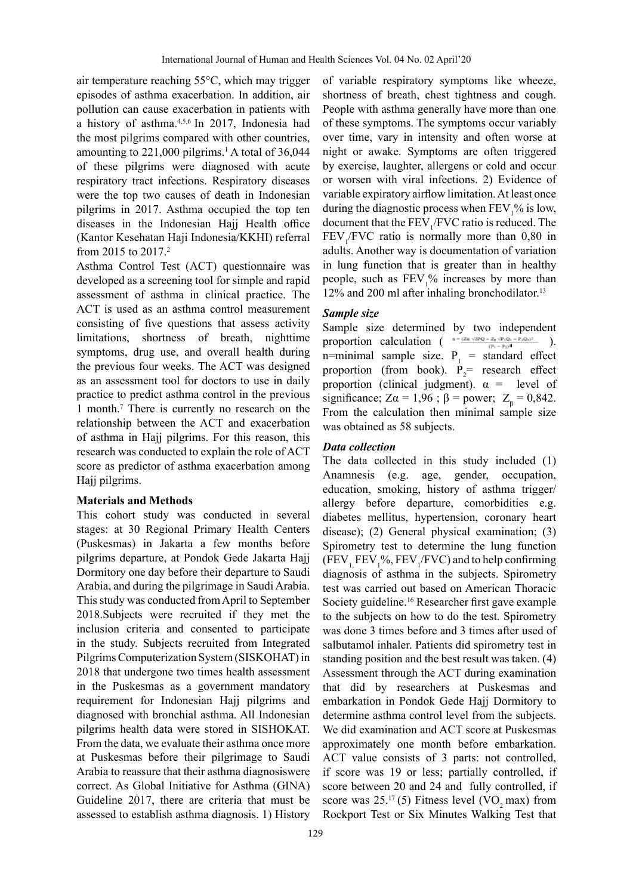air temperature reaching 55°C, which may trigger episodes of asthma exacerbation. In addition, air pollution can cause exacerbation in patients with a history of asthma.[4,5,6] In 2017, Indonesia had the most pilgrims compared with other countries, amounting to 221,000 pilgrims.[1] A total of 36,044 of these pilgrims were diagnosed with acute respiratory tract infections. Respiratory diseases were the top two causes of death in Indonesian pilgrims in 2017. Asthma occupied the top ten diseases in the Indonesian Hajj Health office (Kantor Kesehatan Haji Indonesia/KKHI) referral from 2015 to 2017.[2]

Asthma Control Test (ACT) questionnaire was developed as a screening tool for simple and rapid assessment of asthma in clinical practice. The ACT is used as an asthma control measurement consisting of five questions that assess activity limitations, shortness of breath, nighttime symptoms, drug use, and overall health during the previous four weeks. The ACT was designed as an assessment tool for doctors to use in daily practice to predict asthma control in the previous 1 month.[7] There is currently no research on the relationship between the ACT and exacerbation of asthma in Hajj pilgrims. For this reason, this research was conducted to explain the role of ACT score as predictor of asthma exacerbation among Hajj pilgrims.

**Materials and Methods**

This cohort study was conducted in several stages: at 30 Regional Primary Health Centers (Puskesmas) in Jakarta a few months before pilgrims departure, at Pondok Gede Jakarta Hajj Dormitory one day before their departure to Saudi Arabia, and during the pilgrimage in Saudi Arabia. This study was conducted from April to September 2018.Subjects were recruited if they met the inclusion criteria and consented to participate in the study. Subjects recruited from Integrated Pilgrims Computerization System (SISKOHAT) in 2018 that undergone two times health assessment in the Puskesmas as a government mandatory requirement for Indonesian Hajj pilgrims and diagnosed with bronchial asthma. All Indonesian pilgrims health data were stored in SISHOKAT. From the data, we evaluate their asthma once more at Puskesmas before their pilgrimage to Saudi Arabia to reassure that their asthma diagnosiswere correct. As Global Initiative for Asthma (GINA) Guideline 2017, there are criteria that must be assessed to establish asthma diagnosis. 1) History of variable respiratory symptoms like wheeze, shortness of breath, chest tightness and cough. People with asthma generally have more than one of these symptoms. The symptoms occur variably over time, vary in intensity and often worse at night or awake. Symptoms are often triggered by exercise, laughter, allergens or cold and occur or worsen with viral infections. 2) Evidence of variable expiratory airflow limitation. At least once during the diagnostic process when $FEV_1$% is low, document that the $FEV_1/FVC$ ratio is reduced. The $FEV_1/FVC$ ratio is normally more than 0,80 in adults. Another way is documentation of variation in lung function that is greater than in healthy people, such as $FEV_1$% increases by more than 12% and 200 ml after inhaling bronchodilator.[13]

***Sample size***

Sample size determined by two independent proportion calculation ( $n = \frac{(Z\alpha\sqrt{2PQ} + Z_\beta\sqrt{P_1Q_1 + P_2Q_2})^2}{(P_1 - P_2)^2}$ ). n=minimal sample size. $P_1$ = standard effect proportion (from book). $P_2$= research effect proportion (clinical judgment). α = level of significance; Zα = 1,96 ; β = power; $Z_\beta$ = 0,842. From the calculation then minimal sample size was obtained as 58 subjects.

***Data collection***

The data collected in this study included (1) Anamnesis (e.g. age, gender, occupation, education, smoking, history of asthma trigger/allergy before departure, comorbidities e.g. diabetes mellitus, hypertension, coronary heart disease); (2) General physical examination; (3) Spirometry test to determine the lung function ($FEV_1$, $FEV_1$%, $FEV_1/FVC$) and to help confirming diagnosis of asthma in the subjects. Spirometry test was carried out based on American Thoracic Society guideline.[16] Researcher first gave example to the subjects on how to do the test. Spirometry was done 3 times before and 3 times after used of salbutamol inhaler. Patients did spirometry test in standing position and the best result was taken. (4) Assessment through the ACT during examination that did by researchers at Puskesmas and embarkation in Pondok Gede Hajj Dormitory to determine asthma control level from the subjects. We did examination and ACT score at Puskesmas approximately one month before embarkation. ACT value consists of 3 parts: not controlled, if score was 19 or less; partially controlled, if score between 20 and 24 and fully controlled, if score was 25.[17] (5) Fitness level ($VO_2$ max) from Rockport Test or Six Minutes Walking Test that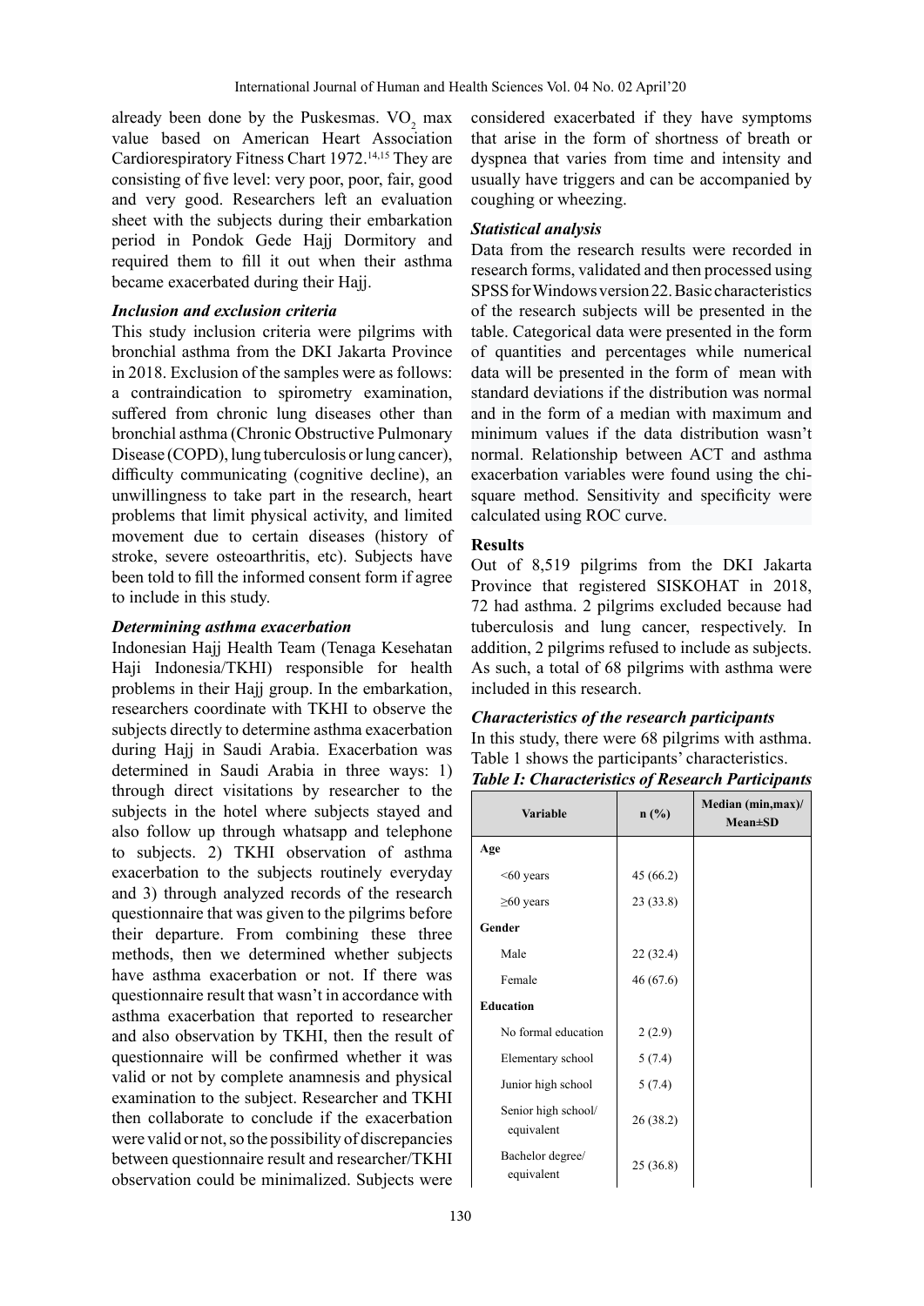already been done by the Puskesmas. $VO_2$ max value based on American Heart Association Cardiorespiratory Fitness Chart 1972.[14,15] They are consisting of five level: very poor, poor, fair, good and very good. Researchers left an evaluation sheet with the subjects during their embarkation period in Pondok Gede Hajj Dormitory and required them to fill it out when their asthma became exacerbated during their Hajj.

### *Inclusion and exclusion criteria*

This study inclusion criteria were pilgrims with bronchial asthma from the DKI Jakarta Province in 2018. Exclusion of the samples were as follows: a contraindication to spirometry examination, suffered from chronic lung diseases other than bronchial asthma (Chronic Obstructive Pulmonary Disease (COPD), lung tuberculosis or lung cancer), difficulty communicating (cognitive decline), an unwillingness to take part in the research, heart problems that limit physical activity, and limited movement due to certain diseases (history of stroke, severe osteoarthritis, etc). Subjects have been told to fill the informed consent form if agree to include in this study.

### *Determining asthma exacerbation*

Indonesian Hajj Health Team (Tenaga Kesehatan Haji Indonesia/TKHI) responsible for health problems in their Hajj group. In the embarkation, researchers coordinate with TKHI to observe the subjects directly to determine asthma exacerbation during Hajj in Saudi Arabia. Exacerbation was determined in Saudi Arabia in three ways: 1) through direct visitations by researcher to the subjects in the hotel where subjects stayed and also follow up through whatsapp and telephone to subjects. 2) TKHI observation of asthma exacerbation to the subjects routinely everyday and 3) through analyzed records of the research questionnaire that was given to the pilgrims before their departure. From combining these three methods, then we determined whether subjects have asthma exacerbation or not. If there was questionnaire result that wasn't in accordance with asthma exacerbation that reported to researcher and also observation by TKHI, then the result of questionnaire will be confirmed whether it was valid or not by complete anamnesis and physical examination to the subject. Researcher and TKHI then collaborate to conclude if the exacerbation were valid or not, so the possibility of discrepancies between questionnaire result and researcher/TKHI observation could be minimalized. Subjects were considered exacerbated if they have symptoms that arise in the form of shortness of breath or dyspnea that varies from time and intensity and usually have triggers and can be accompanied by coughing or wheezing.

### *Statistical analysis*

Data from the research results were recorded in research forms, validated and then processed using SPSS for Windows version 22. Basic characteristics of the research subjects will be presented in the table. Categorical data were presented in the form of quantities and percentages while numerical data will be presented in the form of mean with standard deviations if the distribution was normal and in the form of a median with maximum and minimum values if the data distribution wasn't normal. Relationship between ACT and asthma exacerbation variables were found using the chi-square method. Sensitivity and specificity were calculated using ROC curve.

## Results

Out of 8,519 pilgrims from the DKI Jakarta Province that registered SISKOHAT in 2018, 72 had asthma. 2 pilgrims excluded because had tuberculosis and lung cancer, respectively. In addition, 2 pilgrims refused to include as subjects. As such, a total of 68 pilgrims with asthma were included in this research.

### *Characteristics of the research participants*

In this study, there were 68 pilgrims with asthma. Table 1 shows the participants' characteristics.

***Table I: Characteristics of Research Participants***

| Variable | n (%) | Median (min,max)/ Mean±SD |
|---|---|---|
| **Age** | | |
| <60 years | 45 (66.2) | |
| ≥60 years | 23 (33.8) | |
| **Gender** | | |
| Male | 22 (32.4) | |
| Female | 46 (67.6) | |
| **Education** | | |
| No formal education | 2 (2.9) | |
| Elementary school | 5 (7.4) | |
| Junior high school | 5 (7.4) | |
| Senior high school/ equivalent | 26 (38.2) | |
| Bachelor degree/ equivalent | 25 (36.8) | |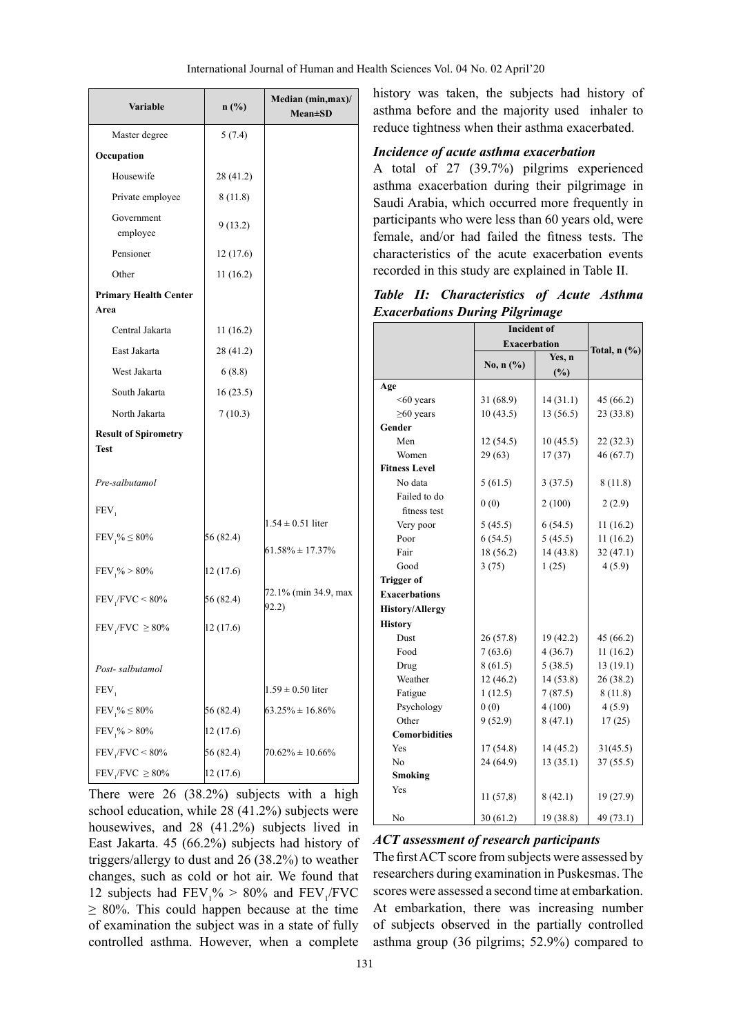| Variable | n (%) | Median (min,max)/ Mean±SD |
|---|---|---|
| Master degree | 5 (7.4) | |
| **Occupation** | | |
| Housewife | 28 (41.2) | |
| Private employee | 8 (11.8) | |
| Government employee | 9 (13.2) | |
| Pensioner | 12 (17.6) | |
| Other | 11 (16.2) | |
| **Primary Health Center Area** | | |
| Central Jakarta | 11 (16.2) | |
| East Jakarta | 28 (41.2) | |
| West Jakarta | 6 (8.8) | |
| South Jakarta | 16 (23.5) | |
| North Jakarta | 7 (10.3) | |
| **Result of Spirometry Test** | | |
| *Pre-salbutamol* | | |
| $FEV_1$ | | $1.54 \pm 0.51$ liter |
| $FEV_1\% \leq 80\%$ | 56 (82.4) | $61.58\% \pm 17.37\%$ |
| $FEV_1\% > 80\%$ | 12 (17.6) | |
| $FEV_1/FVC < 80\%$ | 56 (82.4) | 72.1% (min 34.9, max 92.2) |
| $FEV_1/FVC \geq 80\%$ | 12 (17.6) | |
| *Post- salbutamol* | | |
| $FEV_1$ | | $1.59 \pm 0.50$ liter |
| $FEV_1\% \leq 80\%$ | 56 (82.4) | $63.25\% \pm 16.86\%$ |
| $FEV_1\% > 80\%$ | 12 (17.6) | |
| $FEV_1/FVC < 80\%$ | 56 (82.4) | $70.62\% \pm 10.66\%$ |
| $FEV_1/FVC \geq 80\%$ | 12 (17.6) | |

There were 26 (38.2%) subjects with a high school education, while 28 (41.2%) subjects were housewives, and 28 (41.2%) subjects lived in East Jakarta. 45 (66.2%) subjects had history of triggers/allergy to dust and 26 (38.2%) to weather changes, such as cold or hot air. We found that 12 subjects had $FEV_1\% > 80\%$ and $FEV_1/FVC \geq 80\%$. This could happen because at the time of examination the subject was in a state of fully controlled asthma. However, when a complete history was taken, the subjects had history of asthma before and the majority used inhaler to reduce tightness when their asthma exacerbated.

### *Incidence of acute asthma exacerbation*

A total of 27 (39.7%) pilgrims experienced asthma exacerbation during their pilgrimage in Saudi Arabia, which occurred more frequently in participants who were less than 60 years old, were female, and/or had failed the fitness tests. The characteristics of the acute exacerbation events recorded in this study are explained in Table II.

***Table II: Characteristics of Acute Asthma Exacerbations During Pilgrimage***

| | Incident of Exacerbation | | Total, n (%) |
|---|---|---|---|
| | No, n (%) | Yes, n (%) | |
| **Age** | | | |
| <60 years | 31 (68.9) | 14 (31.1) | 45 (66.2) |
| ≥60 years | 10 (43.5) | 13 (56.5) | 23 (33.8) |
| **Gender** | | | |
| Men | 12 (54.5) | 10 (45.5) | 22 (32.3) |
| Women | 29 (63) | 17 (37) | 46 (67.7) |
| **Fitness Level** | | | |
| No data | 5 (61.5) | 3 (37.5) | 8 (11.8) |
| Failed to do fitness test | 0 (0) | 2 (100) | 2 (2.9) |
| Very poor | 5 (45.5) | 6 (54.5) | 11 (16.2) |
| Poor | 6 (54.5) | 5 (45.5) | 11 (16.2) |
| Fair | 18 (56.2) | 14 (43.8) | 32 (47.1) |
| Good | 3 (75) | 1 (25) | 4 (5.9) |
| **Trigger of Exacerbations History/Allergy History** | | | |
| Dust | 26 (57.8) | 19 (42.2) | 45 (66.2) |
| Food | 7 (63.6) | 4 (36.7) | 11 (16.2) |
| Drug | 8 (61.5) | 5 (38.5) | 13 (19.1) |
| Weather | 12 (46.2) | 14 (53.8) | 26 (38.2) |
| Fatigue | 1 (12.5) | 7 (87.5) | 8 (11.8) |
| Psychology | 0 (0) | 4 (100) | 4 (5.9) |
| Other | 9 (52.9) | 8 (47.1) | 17 (25) |
| **Comorbidities** | | | |
| Yes | 17 (54.8) | 14 (45.2) | 31(45.5) |
| No | 24 (64.9) | 13 (35.1) | 37 (55.5) |
| **Smoking** | | | |
| Yes | 11 (57,8) | 8 (42.1) | 19 (27.9) |
| No | 30 (61.2) | 19 (38.8) | 49 (73.1) |

### *ACT assessment of research participants*

The first ACT score from subjects were assessed by researchers during examination in Puskesmas. The scores were assessed a second time at embarkation. At embarkation, there was increasing number of subjects observed in the partially controlled asthma group (36 pilgrims; 52.9%) compared to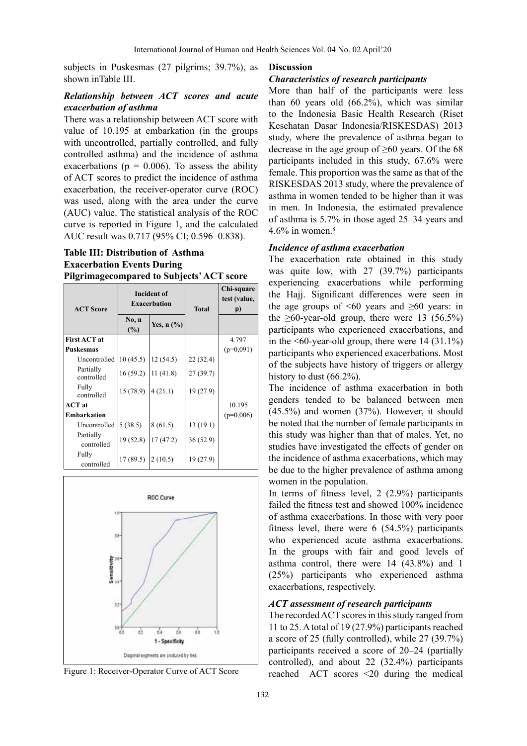subjects in Puskesmas (27 pilgrims; 39.7%), as shown inTable III.

### *Relationship between ACT scores and acute exacerbation of asthma*

There was a relationship between ACT score with value of 10.195 at embarkation (in the groups with uncontrolled, partially controlled, and fully controlled asthma) and the incidence of asthma exacerbations ($p = 0.006$). To assess the ability of ACT scores to predict the incidence of asthma exacerbation, the receiver-operator curve (ROC) was used, along with the area under the curve (AUC) value. The statistical analysis of the ROC curve is reported in Figure 1, and the calculated AUC result was 0.717 (95% CI; 0.596–0.838).

**Table III: Distribution of Asthma Exacerbation Events During Pilgrimagecompared to Subjects' ACT score**

| ACT Score | Incident of Exacerbation | | Total | Chi-square test (value, p) |
|---|---|---|---|---|
| | No, n (%) | Yes, n (%) | | |
| **First ACT at Puskesmas** | | | | 4.797 (p=0,091) |
| Uncontrolled | 10 (45.5) | 12 (54.5) | 22 (32.4) | |
| Partially controlled | 16 (59.2) | 11 (41.8) | 27 (39.7) | |
| Fully controlled | 15 (78.9) | 4 (21.1) | 19 (27.9) | |
| **ACT at Embarkation** | | | | 10.195 (p=0,006) |
| Uncontrolled | 5 (38.5) | 8 (61.5) | 13 (19.1) | |
| Partially controlled | 19 (52.8) | 17 (47.2) | 36 (52.9) | |
| Fully controlled | 17 (89.5) | 2 (10.5) | 19 (27.9) | |

Figure 1: Receiver-Operator Curve of ACT Score

## Discussion

### *Characteristics of research participants*

More than half of the participants were less than 60 years old (66.2%), which was similar to the Indonesia Basic Health Research (Riset Kesehatan Dasar Indonesia/RISKESDAS) 2013 study, where the prevalence of asthma began to decrease in the age group of ≥60 years. Of the 68 participants included in this study, 67.6% were female. This proportion was the same as that of the RISKESDAS 2013 study, where the prevalence of asthma in women tended to be higher than it was in men. In Indonesia, the estimated prevalence of asthma is 5.7% in those aged 25–34 years and 4.6% in women.[8]

### *Incidence of asthma exacerbation*

The exacerbation rate obtained in this study was quite low, with 27 (39.7%) participants experiencing exacerbations while performing the Hajj. Significant differences were seen in the age groups of <60 years and ≥60 years: in the ≥60-year-old group, there were 13 (56.5%) participants who experienced exacerbations, and in the <60-year-old group, there were 14 (31.1%) participants who experienced exacerbations. Most of the subjects have history of triggers or allergy history to dust (66.2%).

The incidence of asthma exacerbation in both genders tended to be balanced between men (45.5%) and women (37%). However, it should be noted that the number of female participants in this study was higher than that of males. Yet, no studies have investigated the effects of gender on the incidence of asthma exacerbations, which may be due to the higher prevalence of asthma among women in the population.

In terms of fitness level, 2 (2.9%) participants failed the fitness test and showed 100% incidence of asthma exacerbations. In those with very poor fitness level, there were 6 (54.5%) participants who experienced acute asthma exacerbations. In the groups with fair and good levels of asthma control, there were 14 (43.8%) and 1 (25%) participants who experienced asthma exacerbations, respectively.

### *ACT assessment of research participants*

The recorded ACT scores in this study ranged from 11 to 25. A total of 19 (27.9%) participants reached a score of 25 (fully controlled), while 27 (39.7%) participants received a score of 20–24 (partially controlled), and about 22 (32.4%) participants reached ACT scores <20 during the medical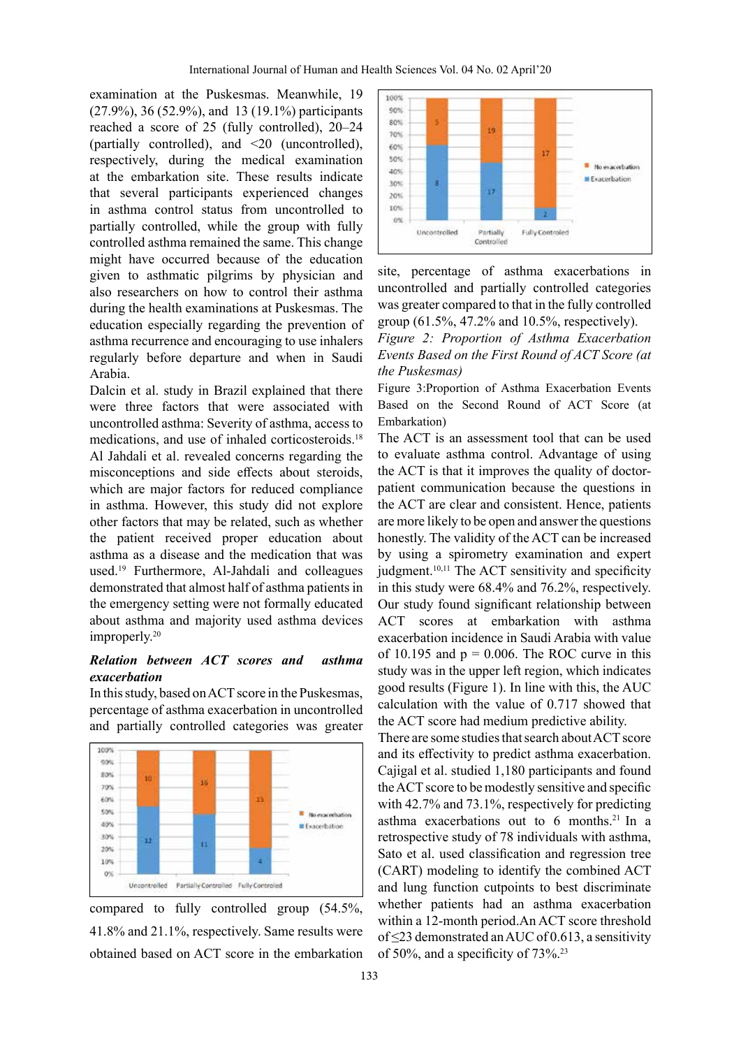examination at the Puskesmas. Meanwhile, 19 (27.9%), 36 (52.9%), and 13 (19.1%) participants reached a score of 25 (fully controlled), 20–24 (partially controlled), and <20 (uncontrolled), respectively, during the medical examination at the embarkation site. These results indicate that several participants experienced changes in asthma control status from uncontrolled to partially controlled, while the group with fully controlled asthma remained the same. This change might have occurred because of the education given to asthmatic pilgrims by physician and also researchers on how to control their asthma during the health examinations at Puskesmas. The education especially regarding the prevention of asthma recurrence and encouraging to use inhalers regularly before departure and when in Saudi Arabia.

Dalcin et al. study in Brazil explained that there were three factors that were associated with uncontrolled asthma: Severity of asthma, access to medications, and use of inhaled corticosteroids.[18] Al Jahdali et al. revealed concerns regarding the misconceptions and side effects about steroids, which are major factors for reduced compliance in asthma. However, this study did not explore other factors that may be related, such as whether the patient received proper education about asthma as a disease and the medication that was used.[19] Furthermore, Al-Jahdali and colleagues demonstrated that almost half of asthma patients in the emergency setting were not formally educated about asthma and majority used asthma devices improperly.[20]

### *Relation between ACT scores and asthma exacerbation*

In this study, based on ACT score in the Puskesmas, percentage of asthma exacerbation in uncontrolled and partially controlled categories was greater compared to fully controlled group (54.5%, 41.8% and 21.1%, respectively. Same results were obtained based on ACT score in the embarkation site, percentage of asthma exacerbations in uncontrolled and partially controlled categories was greater compared to that in the fully controlled group (61.5%, 47.2% and 10.5%, respectively).

*Figure 2: Proportion of Asthma Exacerbation Events Based on the First Round of ACT Score (at the Puskesmas)*

Figure 3:Proportion of Asthma Exacerbation Events Based on the Second Round of ACT Score (at Embarkation)

The ACT is an assessment tool that can be used to evaluate asthma control. Advantage of using the ACT is that it improves the quality of doctor-patient communication because the questions in the ACT are clear and consistent. Hence, patients are more likely to be open and answer the questions honestly. The validity of the ACT can be increased by using a spirometry examination and expert judgment.[10,11] The ACT sensitivity and specificity in this study were 68.4% and 76.2%, respectively. Our study found significant relationship between ACT scores at embarkation with asthma exacerbation incidence in Saudi Arabia with value of 10.195 and p = 0.006. The ROC curve in this study was in the upper left region, which indicates good results (Figure 1). In line with this, the AUC calculation with the value of 0.717 showed that the ACT score had medium predictive ability.

There are some studies that search about ACT score and its effectivity to predict asthma exacerbation. Cajigal et al. studied 1,180 participants and found the ACT score to be modestly sensitive and specific with 42.7% and 73.1%, respectively for predicting asthma exacerbations out to 6 months.[21] In a retrospective study of 78 individuals with asthma, Sato et al. used classification and regression tree (CART) modeling to identify the combined ACT and lung function cutpoints to best discriminate whether patients had an asthma exacerbation within a 12-month period.An ACT score threshold of ≤23 demonstrated an AUC of 0.613, a sensitivity of 50%, and a specificity of 73%.[23]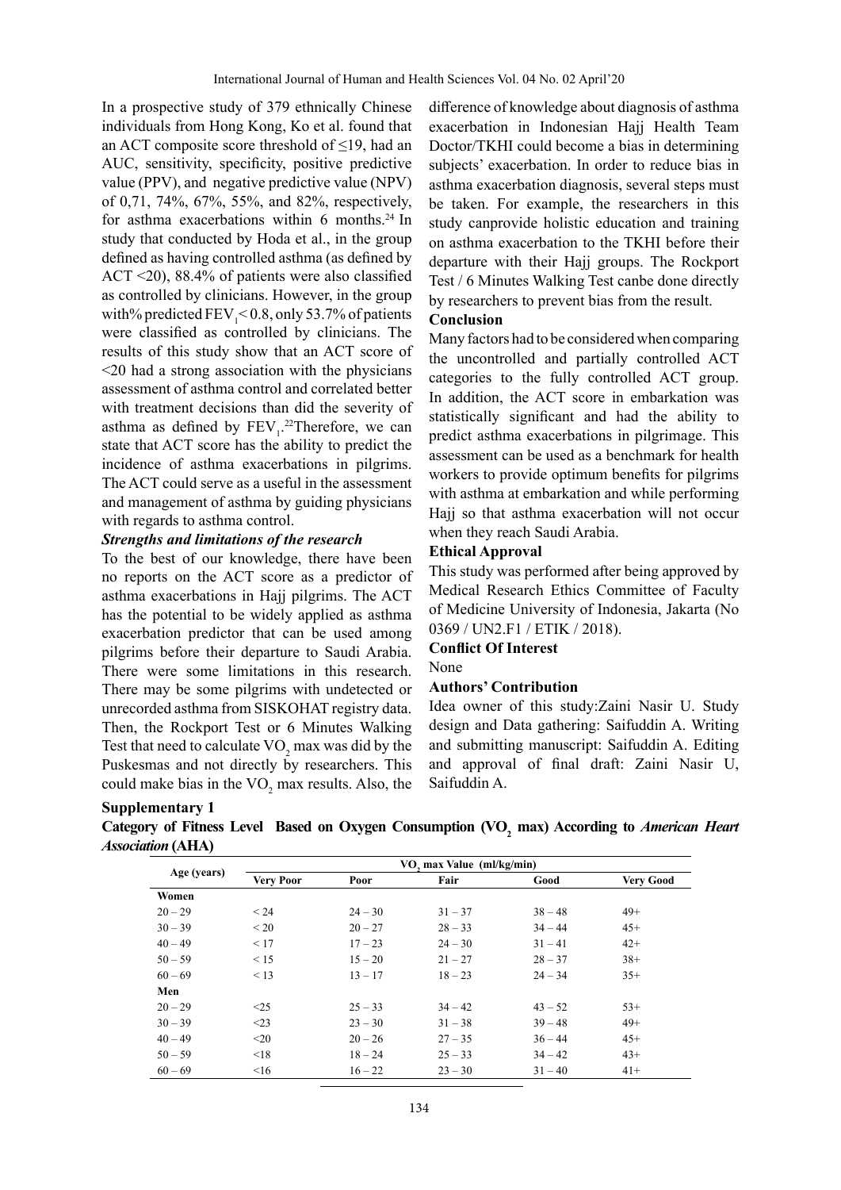In a prospective study of 379 ethnically Chinese individuals from Hong Kong, Ko et al. found that an ACT composite score threshold of ≤19, had an AUC, sensitivity, specificity, positive predictive value (PPV), and negative predictive value (NPV) of 0,71, 74%, 67%, 55%, and 82%, respectively, for asthma exacerbations within 6 months.[24] In study that conducted by Hoda et al., in the group defined as having controlled asthma (as defined by ACT <20), 88.4% of patients were also classified as controlled by clinicians. However, in the group with% predicted $FEV_1$< 0.8, only 53.7% of patients were classified as controlled by clinicians. The results of this study show that an ACT score of <20 had a strong association with the physicians assessment of asthma control and correlated better with treatment decisions than did the severity of asthma as defined by $FEV_1$.[22]Therefore, we can state that ACT score has the ability to predict the incidence of asthma exacerbations in pilgrims. The ACT could serve as a useful in the assessment and management of asthma by guiding physicians with regards to asthma control.

### *Strengths and limitations of the research*

To the best of our knowledge, there have been no reports on the ACT score as a predictor of asthma exacerbations in Hajj pilgrims. The ACT has the potential to be widely applied as asthma exacerbation predictor that can be used among pilgrims before their departure to Saudi Arabia. There were some limitations in this research. There may be some pilgrims with undetected or unrecorded asthma from SISKOHAT registry data. Then, the Rockport Test or 6 Minutes Walking Test that need to calculate $VO_2$ max was did by the Puskesmas and not directly by researchers. This could make bias in the $VO_2$ max results. Also, the difference of knowledge about diagnosis of asthma exacerbation in Indonesian Hajj Health Team Doctor/TKHI could become a bias in determining subjects' exacerbation. In order to reduce bias in asthma exacerbation diagnosis, several steps must be taken. For example, the researchers in this study canprovide holistic education and training on asthma exacerbation to the TKHI before their departure with their Hajj groups. The Rockport Test / 6 Minutes Walking Test canbe done directly by researchers to prevent bias from the result.

### Conclusion

Many factors had to be considered when comparing the uncontrolled and partially controlled ACT categories to the fully controlled ACT group. In addition, the ACT score in embarkation was statistically significant and had the ability to predict asthma exacerbations in pilgrimage. This assessment can be used as a benchmark for health workers to provide optimum benefits for pilgrims with asthma at embarkation and while performing Hajj so that asthma exacerbation will not occur when they reach Saudi Arabia.

### Ethical Approval

This study was performed after being approved by Medical Research Ethics Committee of Faculty of Medicine University of Indonesia, Jakarta (No 0369 / UN2.F1 / ETIK / 2018).

### Conflict Of Interest

None

### Authors' Contribution

Idea owner of this study:Zaini Nasir U. Study design and Data gathering: Saifuddin A. Writing and submitting manuscript: Saifuddin A. Editing and approval of final draft: Zaini Nasir U, Saifuddin A.

### Supplementary 1

**Category of Fitness Level Based on Oxygen Consumption ($VO_2$ max) According to *American Heart Association* (AHA)**

| Age (years) | $VO_2$ max Value (ml/kg/min) | | | | |
|---|---|---|---|---|---|
| | Very Poor | Poor | Fair | Good | Very Good |
| **Women** | | | | | |
| 20 – 29 | < 24 | 24 – 30 | 31 – 37 | 38 – 48 | 49+ |
| 30 – 39 | < 20 | 20 – 27 | 28 – 33 | 34 – 44 | 45+ |
| 40 – 49 | < 17 | 17 – 23 | 24 – 30 | 31 – 41 | 42+ |
| 50 – 59 | < 15 | 15 – 20 | 21 – 27 | 28 – 37 | 38+ |
| 60 – 69 | < 13 | 13 – 17 | 18 – 23 | 24 – 34 | 35+ |
| **Men** | | | | | |
| 20 – 29 | <25 | 25 – 33 | 34 – 42 | 43 – 52 | 53+ |
| 30 – 39 | <23 | 23 – 30 | 31 – 38 | 39 – 48 | 49+ |
| 40 – 49 | <20 | 20 – 26 | 27 – 35 | 36 – 44 | 45+ |
| 50 – 59 | <18 | 18 – 24 | 25 – 33 | 34 – 42 | 43+ |
| 60 – 69 | <16 | 16 – 22 | 23 – 30 | 31 – 40 | 41+ |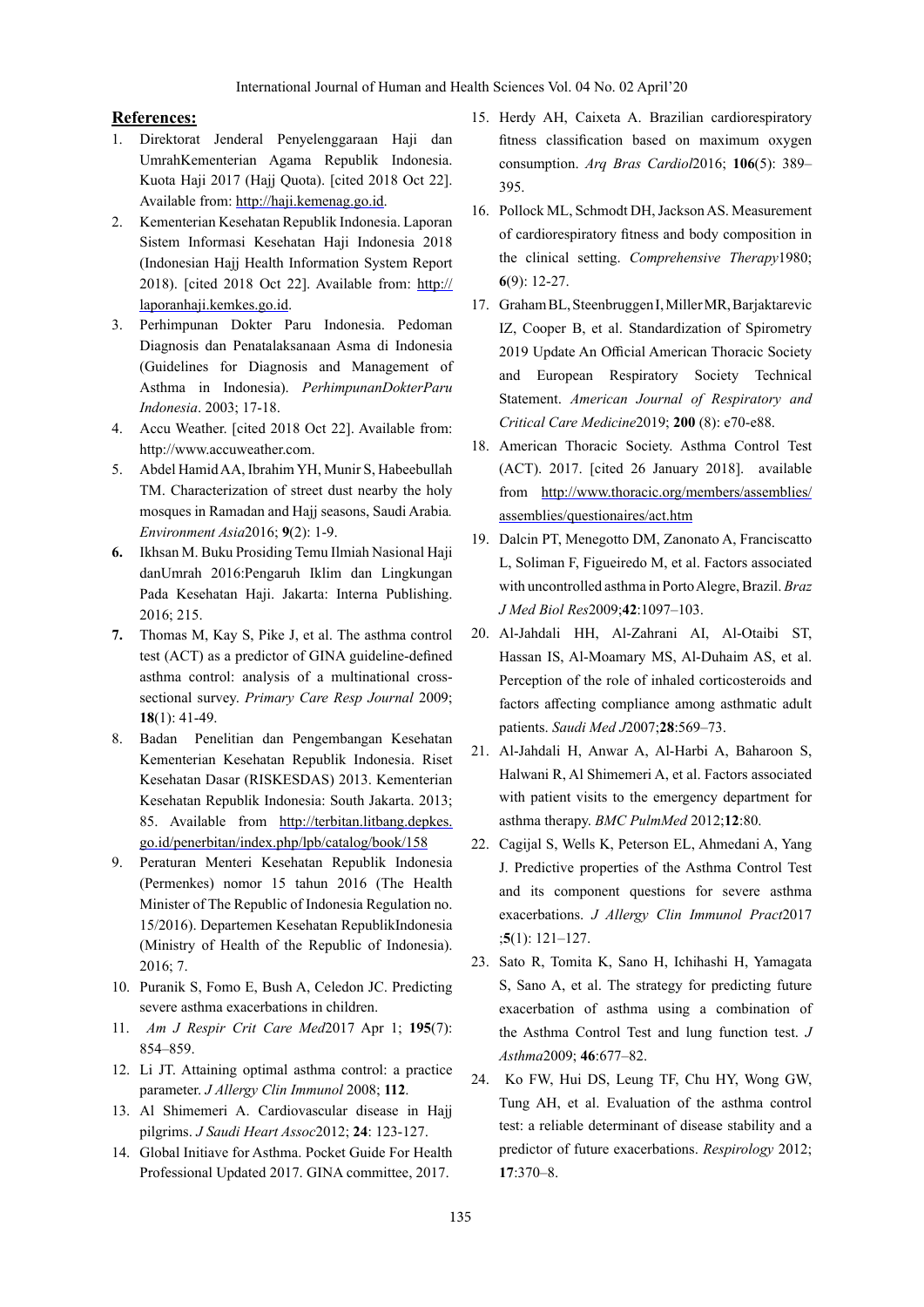**References:**

1. Direktorat Jenderal Penyelenggaraan Haji dan UmrahKementerian Agama Republik Indonesia. Kuota Haji 2017 (Hajj Quota). [cited 2018 Oct 22]. Available from: http://haji.kemenag.go.id.
2. Kementerian Kesehatan Republik Indonesia. Laporan Sistem Informasi Kesehatan Haji Indonesia 2018 (Indonesian Hajj Health Information System Report 2018). [cited 2018 Oct 22]. Available from: http://laporanhaji.kemkes.go.id.
3. Perhimpunan Dokter Paru Indonesia. Pedoman Diagnosis dan Penatalaksanaan Asma di Indonesia (Guidelines for Diagnosis and Management of Asthma in Indonesia). *PerhimpunanDokterParu Indonesia*. 2003; 17-18.
4. Accu Weather. [cited 2018 Oct 22]. Available from: http://www.accuweather.com.
5. Abdel Hamid AA, Ibrahim YH, Munir S, Habeebullah TM. Characterization of street dust nearby the holy mosques in Ramadan and Hajj seasons, Saudi Arabia. *Environment Asia*2016; **9**(2): 1-9.
6. Ikhsan M. Buku Prosiding Temu Ilmiah Nasional Haji danUmrah 2016:Pengaruh Iklim dan Lingkungan Pada Kesehatan Haji. Jakarta: Interna Publishing. 2016; 215.
7. Thomas M, Kay S, Pike J, et al. The asthma control test (ACT) as a predictor of GINA guideline-defined asthma control: analysis of a multinational cross-sectional survey. *Primary Care Resp Journal* 2009; **18**(1): 41-49.
8. Badan Penelitian dan Pengembangan Kesehatan Kementerian Kesehatan Republik Indonesia. Riset Kesehatan Dasar (RISKESDAS) 2013. Kementerian Kesehatan Republik Indonesia: South Jakarta. 2013; 85. Available from http://terbitan.litbang.depkes.go.id/penerbitan/index.php/lpb/catalog/book/158
9. Peraturan Menteri Kesehatan Republik Indonesia (Permenkes) nomor 15 tahun 2016 (The Health Minister of The Republic of Indonesia Regulation no. 15/2016). Departemen Kesehatan RepublikIndonesia (Ministry of Health of the Republic of Indonesia). 2016; 7.
10. Puranik S, Fomo E, Bush A, Celedon JC. Predicting severe asthma exacerbations in children.
11. *Am J Respir Crit Care Med*2017 Apr 1; **195**(7): 854–859.
12. Li JT. Attaining optimal asthma control: a practice parameter. *J Allergy Clin Immunol* 2008; **112**.
13. Al Shimemeri A. Cardiovascular disease in Hajj pilgrims. *J Saudi Heart Assoc*2012; **24**: 123-127.
14. Global Initiave for Asthma. Pocket Guide For Health Professional Updated 2017. GINA committee, 2017.
15. Herdy AH, Caixeta A. Brazilian cardiorespiratory fitness classification based on maximum oxygen consumption. *Arq Bras Cardiol*2016; **106**(5): 389–395.
16. Pollock ML, Schmodt DH, Jackson AS. Measurement of cardiorespiratory fitness and body composition in the clinical setting. *Comprehensive Therapy*1980; **6**(9): 12-27.
17. Graham BL, Steenbruggen I, Miller MR, Barjaktarevic IZ, Cooper B, et al. Standardization of Spirometry 2019 Update An Official American Thoracic Society and European Respiratory Society Technical Statement. *American Journal of Respiratory and Critical Care Medicine*2019; **200** (8): e70-e88.
18. American Thoracic Society. Asthma Control Test (ACT). 2017. [cited 26 January 2018]. available from http://www.thoracic.org/members/assemblies/assemblies/questionaires/act.htm
19. Dalcin PT, Menegotto DM, Zanonato A, Franciscatto L, Soliman F, Figueiredo M, et al. Factors associated with uncontrolled asthma in Porto Alegre, Brazil. *Braz J Med Biol Res*2009;**42**:1097–103.
20. Al-Jahdali HH, Al-Zahrani AI, Al-Otaibi ST, Hassan IS, Al-Moamary MS, Al-Duhaim AS, et al. Perception of the role of inhaled corticosteroids and factors affecting compliance among asthmatic adult patients. *Saudi Med J*2007;**28**:569–73.
21. Al-Jahdali H, Anwar A, Al-Harbi A, Baharoon S, Halwani R, Al Shimemeri A, et al. Factors associated with patient visits to the emergency department for asthma therapy. *BMC PulmMed* 2012;**12**:80.
22. Cagijal S, Wells K, Peterson EL, Ahmedani A, Yang J. Predictive properties of the Asthma Control Test and its component questions for severe asthma exacerbations. *J Allergy Clin Immunol Pract*2017 ;**5**(1): 121–127.
23. Sato R, Tomita K, Sano H, Ichihashi H, Yamagata S, Sano A, et al. The strategy for predicting future exacerbation of asthma using a combination of the Asthma Control Test and lung function test. *J Asthma*2009; **46**:677–82.
24. Ko FW, Hui DS, Leung TF, Chu HY, Wong GW, Tung AH, et al. Evaluation of the asthma control test: a reliable determinant of disease stability and a predictor of future exacerbations. *Respirology* 2012; **17**:370–8.